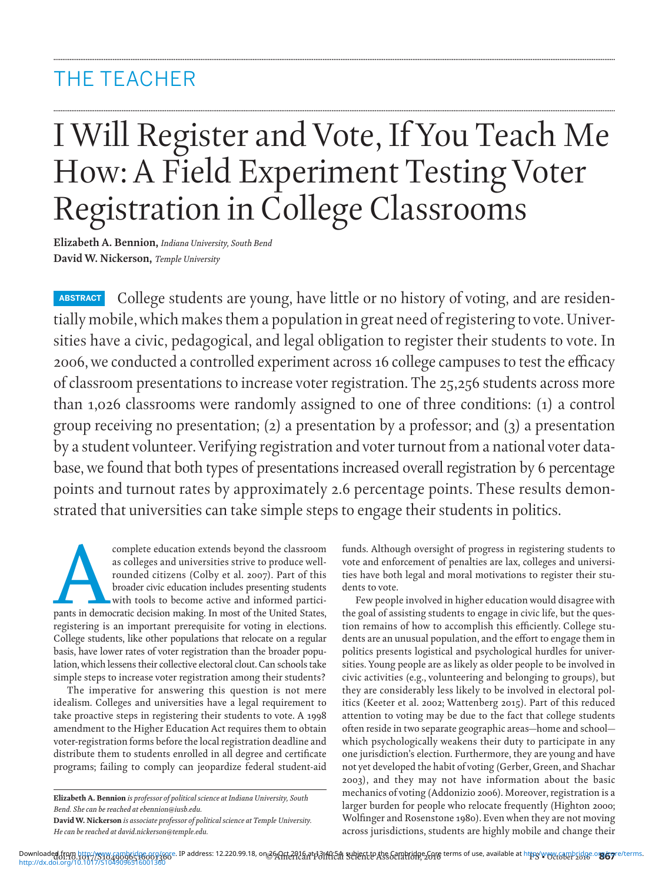# THE TEACHER

# I Will Register and Vote, If You Teach Me How: A Field Experiment Testing Voter Registration in College Classrooms

**Elizabeth A. Bennion,** *Indiana University, South Bend*
**David W. Nickerson,** *Temple University*

**ABSTRACT** College students are young, have little or no history of voting, and are residentially mobile, which makes them a population in great need of registering to vote. Universities have a civic, pedagogical, and legal obligation to register their students to vote. In 2006, we conducted a controlled experiment across 16 college campuses to test the efficacy of classroom presentations to increase voter registration. The 25,256 students across more than 1,026 classrooms were randomly assigned to one of three conditions: (1) a control group receiving no presentation; (2) a presentation by a professor; and (3) a presentation by a student volunteer. Verifying registration and voter turnout from a national voter database, we found that both types of presentations increased overall registration by 6 percentage points and turnout rates by approximately 2.6 percentage points. These results demonstrated that universities can take simple steps to engage their students in politics.

A complete education extends beyond the classroom as colleges and universities strive to produce well-rounded citizens (Colby et al. 2007). Part of this broader civic education includes presenting students with tools to become active and informed participants in democratic decision making. In most of the United States, registering is an important prerequisite for voting in elections. College students, like other populations that relocate on a regular basis, have lower rates of voter registration than the broader population, which lessens their collective electoral clout. Can schools take simple steps to increase voter registration among their students?

The imperative for answering this question is not mere idealism. Colleges and universities have a legal requirement to take proactive steps in registering their students to vote. A 1998 amendment to the Higher Education Act requires them to obtain voter-registration forms before the local registration deadline and distribute them to students enrolled in all degree and certificate programs; failing to comply can jeopardize federal student-aid funds. Although oversight of progress in registering students to vote and enforcement of penalties are lax, colleges and universities have both legal and moral motivations to register their students to vote.

Few people involved in higher education would disagree with the goal of assisting students to engage in civic life, but the question remains of how to accomplish this efficiently. College students are an unusual population, and the effort to engage them in politics presents logistical and psychological hurdles for universities. Young people are as likely as older people to be involved in civic activities (e.g., volunteering and belonging to groups), but they are considerably less likely to be involved in electoral politics (Keeter et al. 2002; Wattenberg 2015). Part of this reduced attention to voting may be due to the fact that college students often reside in two separate geographic areas—home and school—which psychologically weakens their duty to participate in any one jurisdiction's election. Furthermore, they are young and have not yet developed the habit of voting (Gerber, Green, and Shachar 2003), and they may not have information about the basic mechanics of voting (Addonizio 2006). Moreover, registration is a larger burden for people who relocate frequently (Highton 2000; Wolfinger and Rosenstone 1980). Even when they are not moving across jurisdictions, students are highly mobile and change their

**Elizabeth A. Bennion** *is professor of political science at Indiana University, South Bend. She can be reached at ebennion@iusb.edu.*
**David W. Nickerson** *is associate professor of political science at Temple University. He can be reached at david.nickerson@temple.edu.*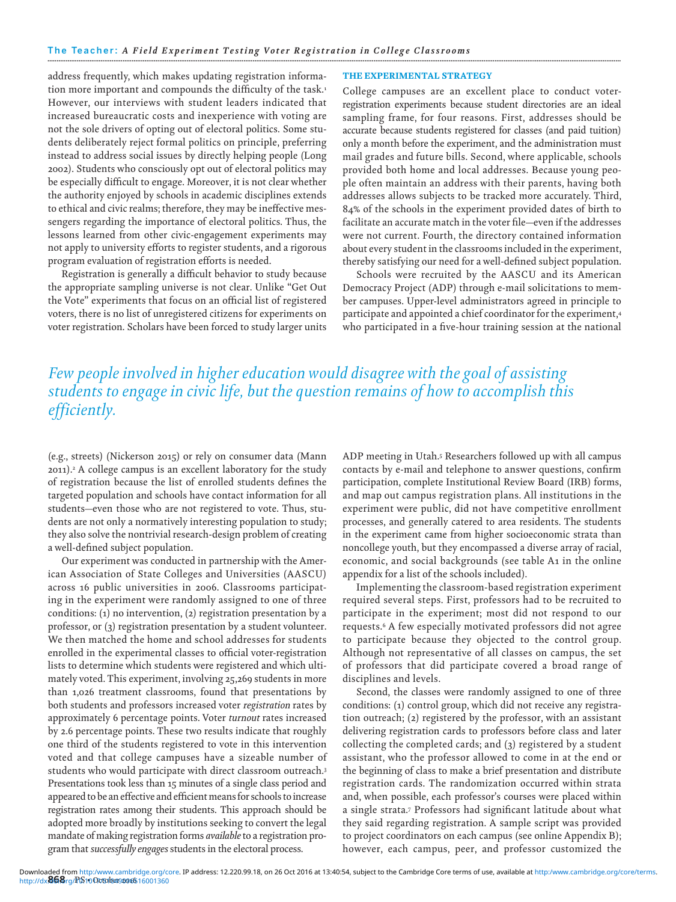address frequently, which makes updating registration information more important and compounds the difficulty of the task.[1] However, our interviews with student leaders indicated that increased bureaucratic costs and inexperience with voting are not the sole drivers of opting out of electoral politics. Some students deliberately reject formal politics on principle, preferring instead to address social issues by directly helping people (Long 2002). Students who consciously opt out of electoral politics may be especially difficult to engage. Moreover, it is not clear whether the authority enjoyed by schools in academic disciplines extends to ethical and civic realms; therefore, they may be ineffective messengers regarding the importance of electoral politics. Thus, the lessons learned from other civic-engagement experiments may not apply to university efforts to register students, and a rigorous program evaluation of registration efforts is needed.

Registration is generally a difficult behavior to study because the appropriate sampling universe is not clear. Unlike "Get Out the Vote" experiments that focus on an official list of registered voters, there is no list of unregistered citizens for experiments on voter registration. Scholars have been forced to study larger units (e.g., streets) (Nickerson 2015) or rely on consumer data (Mann 2011).[2] A college campus is an excellent laboratory for the study of registration because the list of enrolled students defines the targeted population and schools have contact information for all students—even those who are not registered to vote. Thus, students are not only a normatively interesting population to study; they also solve the nontrivial research-design problem of creating a well-defined subject population.

Our experiment was conducted in partnership with the American Association of State Colleges and Universities (AASCU) across 16 public universities in 2006. Classrooms participating in the experiment were randomly assigned to one of three conditions: (1) no intervention, (2) registration presentation by a professor, or (3) registration presentation by a student volunteer. We then matched the home and school addresses for students enrolled in the experimental classes to official voter-registration lists to determine which students were registered and which ultimately voted. This experiment, involving 25,269 students in more than 1,026 treatment classrooms, found that presentations by both students and professors increased voter *registration* rates by approximately 6 percentage points. Voter *turnout* rates increased by 2.6 percentage points. These two results indicate that roughly one third of the students registered to vote in this intervention voted and that college campuses have a sizeable number of students who would participate with direct classroom outreach.[3] Presentations took less than 15 minutes of a single class period and appeared to be an effective and efficient means for schools to increase registration rates among their students. This approach should be adopted more broadly by institutions seeking to convert the legal mandate of making registration forms *available* to a registration program that *successfully engages* students in the electoral process.

*Few people involved in higher education would disagree with the goal of assisting students to engage in civic life, but the question remains of how to accomplish this efficiently.*

## THE EXPERIMENTAL STRATEGY

College campuses are an excellent place to conduct voter-registration experiments because student directories are an ideal sampling frame, for four reasons. First, addresses should be accurate because students registered for classes (and paid tuition) only a month before the experiment, and the administration must mail grades and future bills. Second, where applicable, schools provided both home and local addresses. Because young people often maintain an address with their parents, having both addresses allows subjects to be tracked more accurately. Third, 84% of the schools in the experiment provided dates of birth to facilitate an accurate match in the voter file—even if the addresses were not current. Fourth, the directory contained information about every student in the classrooms included in the experiment, thereby satisfying our need for a well-defined subject population.

Schools were recruited by the AASCU and its American Democracy Project (ADP) through e-mail solicitations to member campuses. Upper-level administrators agreed in principle to participate and appointed a chief coordinator for the experiment,[4] who participated in a five-hour training session at the national ADP meeting in Utah.[5] Researchers followed up with all campus contacts by e-mail and telephone to answer questions, confirm participation, complete Institutional Review Board (IRB) forms, and map out campus registration plans. All institutions in the experiment were public, did not have competitive enrollment processes, and generally catered to area residents. The students in the experiment came from higher socioeconomic strata than noncollege youth, but they encompassed a diverse array of racial, economic, and social backgrounds (see table A1 in the online appendix for a list of the schools included).

Implementing the classroom-based registration experiment required several steps. First, professors had to be recruited to participate in the experiment; most did not respond to our requests.[6] A few especially motivated professors did not agree to participate because they objected to the control group. Although not representative of all classes on campus, the set of professors that did participate covered a broad range of disciplines and levels.

Second, the classes were randomly assigned to one of three conditions: (1) control group, which did not receive any registration outreach; (2) registered by the professor, with an assistant delivering registration cards to professors before class and later collecting the completed cards; and (3) registered by a student assistant, who the professor allowed to come in at the end or the beginning of class to make a brief presentation and distribute registration cards. The randomization occurred within strata and, when possible, each professor's courses were placed within a single strata.[7] Professors had significant latitude about what they said regarding registration. A sample script was provided to project coordinators on each campus (see online Appendix B); however, each campus, peer, and professor customized the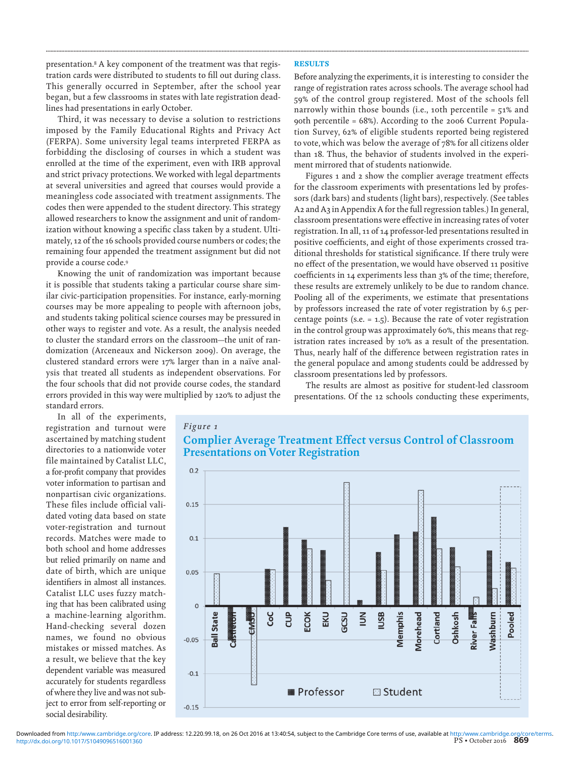presentation.[8] A key component of the treatment was that registration cards were distributed to students to fill out during class. This generally occurred in September, after the school year began, but a few classrooms in states with late registration deadlines had presentations in early October.

Third, it was necessary to devise a solution to restrictions imposed by the Family Educational Rights and Privacy Act (FERPA). Some university legal teams interpreted FERPA as forbidding the disclosing of courses in which a student was enrolled at the time of the experiment, even with IRB approval and strict privacy protections. We worked with legal departments at several universities and agreed that courses would provide a meaningless code associated with treatment assignments. The codes then were appended to the student directory. This strategy allowed researchers to know the assignment and unit of randomization without knowing a specific class taken by a student. Ultimately, 12 of the 16 schools provided course numbers or codes; the remaining four appended the treatment assignment but did not provide a course code.[9]

Knowing the unit of randomization was important because it is possible that students taking a particular course share similar civic-participation propensities. For instance, early-morning courses may be more appealing to people with afternoon jobs, and students taking political science courses may be pressured in other ways to register and vote. As a result, the analysis needed to cluster the standard errors on the classroom—the unit of randomization (Arceneaux and Nickerson 2009). On average, the clustered standard errors were 17% larger than in a naïve analysis that treated all students as independent observations. For the four schools that did not provide course codes, the standard errors provided in this way were multiplied by 120% to adjust the standard errors.

In all of the experiments, registration and turnout were ascertained by matching student directories to a nationwide voter file maintained by Catalist LLC, a for-profit company that provides voter information to partisan and nonpartisan civic organizations. These files include official validated voting data based on state voter-registration and turnout records. Matches were made to both school and home addresses but relied primarily on name and date of birth, which are unique identifiers in almost all instances. Catalist LLC uses fuzzy matching that has been calibrated using a machine-learning algorithm. Hand-checking several dozen names, we found no obvious mistakes or missed matches. As a result, we believe that the key dependent variable was measured accurately for students regardless of where they live and was not subject to error from self-reporting or social desirability.

## RESULTS

Before analyzing the experiments, it is interesting to consider the range of registration rates across schools. The average school had 59% of the control group registered. Most of the schools fell narrowly within those bounds (i.e., 10th percentile = 51% and 90th percentile = 68%). According to the 2006 Current Population Survey, 62% of eligible students reported being registered to vote, which was below the average of 78% for all citizens older than 18. Thus, the behavior of students involved in the experiment mirrored that of students nationwide.

Figures 1 and 2 show the complier average treatment effects for the classroom experiments with presentations led by professors (dark bars) and students (light bars), respectively. (See tables A2 and A3 in Appendix A for the full regression tables.) In general, classroom presentations were effective in increasing rates of voter registration. In all, 11 of 14 professor-led presentations resulted in positive coefficients, and eight of those experiments crossed traditional thresholds for statistical significance. If there truly were no effect of the presentation, we would have observed 11 positive coefficients in 14 experiments less than 3% of the time; therefore, these results are extremely unlikely to be due to random chance. Pooling all of the experiments, we estimate that presentations by professors increased the rate of voter registration by 6.5 percentage points (s.e. = 1.5). Because the rate of voter registration in the control group was approximately 60%, this means that registration rates increased by 10% as a result of the presentation. Thus, nearly half of the difference between registration rates in the general populace and among students could be addressed by classroom presentations led by professors.

The results are almost as positive for student-led classroom presentations. Of the 12 schools conducting these experiments,

*Figure 1*

**Complier Average Treatment Effect versus Control of Classroom Presentations on Voter Registration**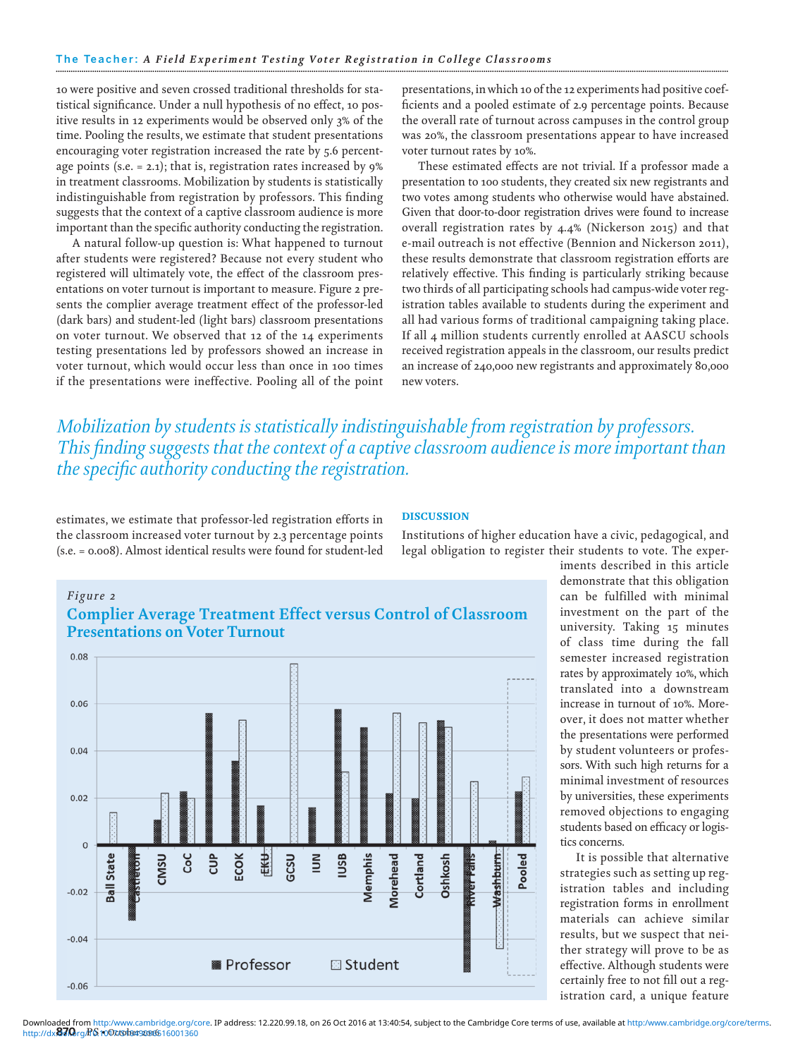10 were positive and seven crossed traditional thresholds for statistical significance. Under a null hypothesis of no effect, 10 positive results in 12 experiments would be observed only 3% of the time. Pooling the results, we estimate that student presentations encouraging voter registration increased the rate by 5.6 percentage points (s.e. = 2.1); that is, registration rates increased by 9% in treatment classrooms. Mobilization by students is statistically indistinguishable from registration by professors. This finding suggests that the context of a captive classroom audience is more important than the specific authority conducting the registration.

A natural follow-up question is: What happened to turnout after students were registered? Because not every student who registered will ultimately vote, the effect of the classroom presentations on voter turnout is important to measure. Figure 2 presents the complier average treatment effect of the professor-led (dark bars) and student-led (light bars) classroom presentations on voter turnout. We observed that 12 of the 14 experiments testing presentations led by professors showed an increase in voter turnout, which would occur less than once in 100 times if the presentations were ineffective. Pooling all of the point estimates, we estimate that professor-led registration efforts in the classroom increased voter turnout by 2.3 percentage points (s.e. = 0.008). Almost identical results were found for student-led presentations, in which 10 of the 12 experiments had positive coefficients and a pooled estimate of 2.9 percentage points. Because the overall rate of turnout across campuses in the control group was 20%, the classroom presentations appear to have increased voter turnout rates by 10%.

These estimated effects are not trivial. If a professor made a presentation to 100 students, they created six new registrants and two votes among students who otherwise would have abstained. Given that door-to-door registration drives were found to increase overall registration rates by 4.4% (Nickerson 2015) and that e-mail outreach is not effective (Bennion and Nickerson 2011), these results demonstrate that classroom registration efforts are relatively effective. This finding is particularly striking because two thirds of all participating schools had campus-wide voter registration tables available to students during the experiment and all had various forms of traditional campaigning taking place. If all 4 million students currently enrolled at AASCU schools received registration appeals in the classroom, our results predict an increase of 240,000 new registrants and approximately 80,000 new voters.

*Mobilization by students is statistically indistinguishable from registration by professors. This finding suggests that the context of a captive classroom audience is more important than the specific authority conducting the registration.*

*Figure 2*

**Complier Average Treatment Effect versus Control of Classroom Presentations on Voter Turnout**

## DISCUSSION

Institutions of higher education have a civic, pedagogical, and legal obligation to register their students to vote. The experiments described in this article demonstrate that this obligation can be fulfilled with minimal investment on the part of the university. Taking 15 minutes of class time during the fall semester increased registration rates by approximately 10%, which translated into a downstream increase in turnout of 10%. Moreover, it does not matter whether the presentations were performed by student volunteers or professors. With such high returns for a minimal investment of resources by universities, these experiments removed objections to engaging students based on efficacy or logistics concerns.

It is possible that alternative strategies such as setting up registration tables and including registration forms in enrollment materials can achieve similar results, but we suspect that neither strategy will prove to be as effective. Although students were certainly free to not fill out a registration card, a unique feature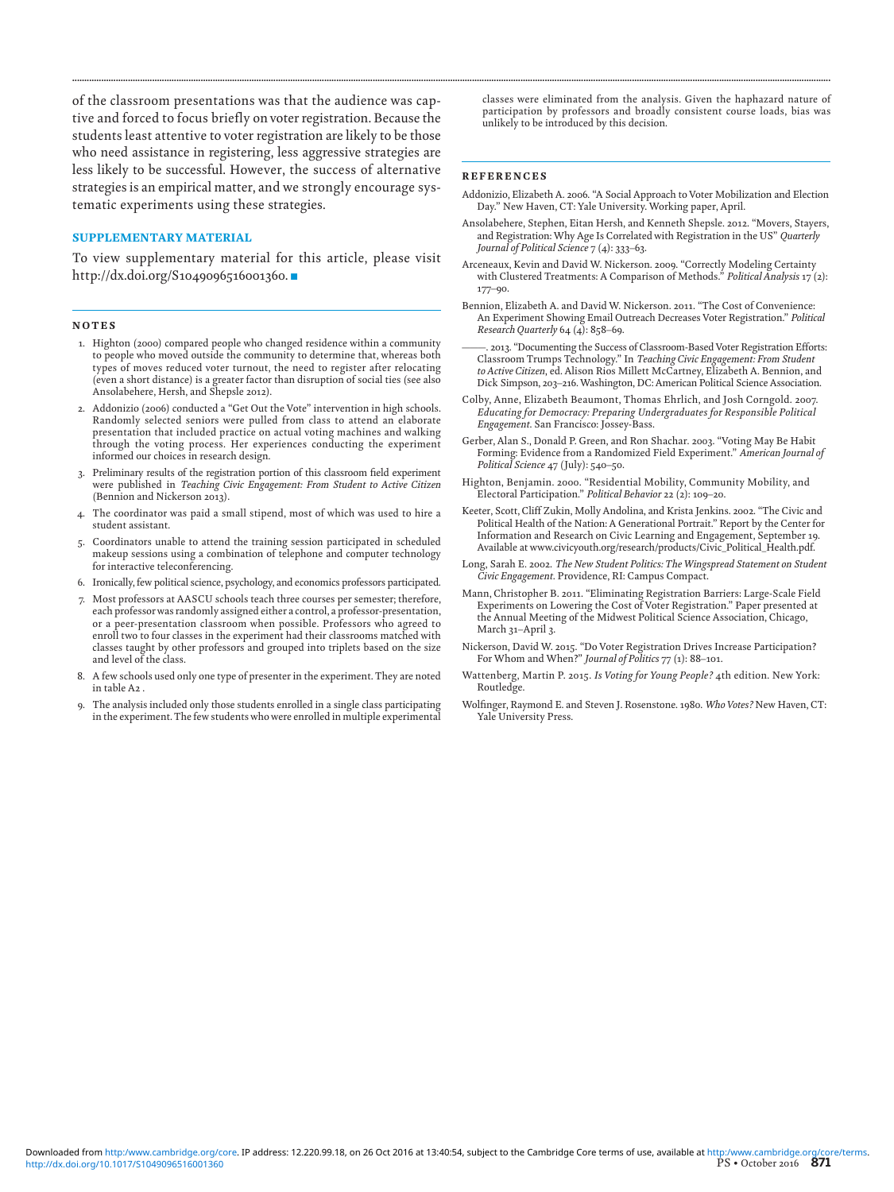of the classroom presentations was that the audience was captive and forced to focus briefly on voter registration. Because the students least attentive to voter registration are likely to be those who need assistance in registering, less aggressive strategies are less likely to be successful. However, the success of alternative strategies is an empirical matter, and we strongly encourage systematic experiments using these strategies.

## SUPPLEMENTARY MATERIAL

To view supplementary material for this article, please visit http://dx.doi.org/S1049096516001360. ■

## NOTES

1. Highton (2000) compared people who changed residence within a community to people who moved outside the community to determine that, whereas both types of moves reduced voter turnout, the need to register after relocating (even a short distance) is a greater factor than disruption of social ties (see also Ansolabehere, Hersh, and Shepsle 2012).
2. Addonizio (2006) conducted a "Get Out the Vote" intervention in high schools. Randomly selected seniors were pulled from class to attend an elaborate presentation that included practice on actual voting machines and walking through the voting process. Her experiences conducting the experiment informed our choices in research design.
3. Preliminary results of the registration portion of this classroom field experiment were published in *Teaching Civic Engagement: From Student to Active Citizen* (Bennion and Nickerson 2013).
4. The coordinator was paid a small stipend, most of which was used to hire a student assistant.
5. Coordinators unable to attend the training session participated in scheduled makeup sessions using a combination of telephone and computer technology for interactive teleconferencing.
6. Ironically, few political science, psychology, and economics professors participated.
7. Most professors at AASCU schools teach three courses per semester; therefore, each professor was randomly assigned either a control, a professor-presentation, or a peer-presentation classroom when possible. Professors who agreed to enroll two to four classes in the experiment had their classrooms matched with classes taught by other professors and grouped into triplets based on the size and level of the class.
8. A few schools used only one type of presenter in the experiment. They are noted in table A2 .
9. The analysis included only those students enrolled in a single class participating in the experiment. The few students who were enrolled in multiple experimental classes were eliminated from the analysis. Given the haphazard nature of participation by professors and broadly consistent course loads, bias was unlikely to be introduced by this decision.

## REFERENCES

Addonizio, Elizabeth A. 2006. "A Social Approach to Voter Mobilization and Election Day." New Haven, CT: Yale University. Working paper, April.

Ansolabehere, Stephen, Eitan Hersh, and Kenneth Shepsle. 2012. "Movers, Stayers, and Registration: Why Age Is Correlated with Registration in the US" *Quarterly Journal of Political Science* 7 (4): 333–63.

Arceneaux, Kevin and David W. Nickerson. 2009. "Correctly Modeling Certainty with Clustered Treatments: A Comparison of Methods." *Political Analysis* 17 (2): 177–90.

Bennion, Elizabeth A. and David W. Nickerson. 2011. "The Cost of Convenience: An Experiment Showing Email Outreach Decreases Voter Registration." *Political Research Quarterly* 64 (4): 858–69.

——. 2013. "Documenting the Success of Classroom-Based Voter Registration Efforts: Classroom Trumps Technology." In *Teaching Civic Engagement: From Student to Active Citizen*, ed. Alison Rios Millett McCartney, Elizabeth A. Bennion, and Dick Simpson, 203–216. Washington, DC: American Political Science Association.

Colby, Anne, Elizabeth Beaumont, Thomas Ehrlich, and Josh Corngold. 2007. *Educating for Democracy: Preparing Undergraduates for Responsible Political Engagement*. San Francisco: Jossey-Bass.

Gerber, Alan S., Donald P. Green, and Ron Shachar. 2003. "Voting May Be Habit Forming: Evidence from a Randomized Field Experiment." *American Journal of Political Science* 47 (July): 540–50.

Highton, Benjamin. 2000. "Residential Mobility, Community Mobility, and Electoral Participation." *Political Behavior* 22 (2): 109–20.

Keeter, Scott, Cliff Zukin, Molly Andolina, and Krista Jenkins. 2002. "The Civic and Political Health of the Nation: A Generational Portrait." Report by the Center for Information and Research on Civic Learning and Engagement, September 19. Available at www.civicyouth.org/research/products/Civic_Political_Health.pdf.

Long, Sarah E. 2002. *The New Student Politics: The Wingspread Statement on Student Civic Engagement*. Providence, RI: Campus Compact.

Mann, Christopher B. 2011. "Eliminating Registration Barriers: Large-Scale Field Experiments on Lowering the Cost of Voter Registration." Paper presented at the Annual Meeting of the Midwest Political Science Association, Chicago, March 31–April 3.

Nickerson, David W. 2015. "Do Voter Registration Drives Increase Participation? For Whom and When?" *Journal of Politics* 77 (1): 88–101.

Wattenberg, Martin P. 2015. *Is Voting for Young People?* 4th edition. New York: Routledge.

Wolfinger, Raymond E. and Steven J. Rosenstone. 1980. *Who Votes?* New Haven, CT: Yale University Press.